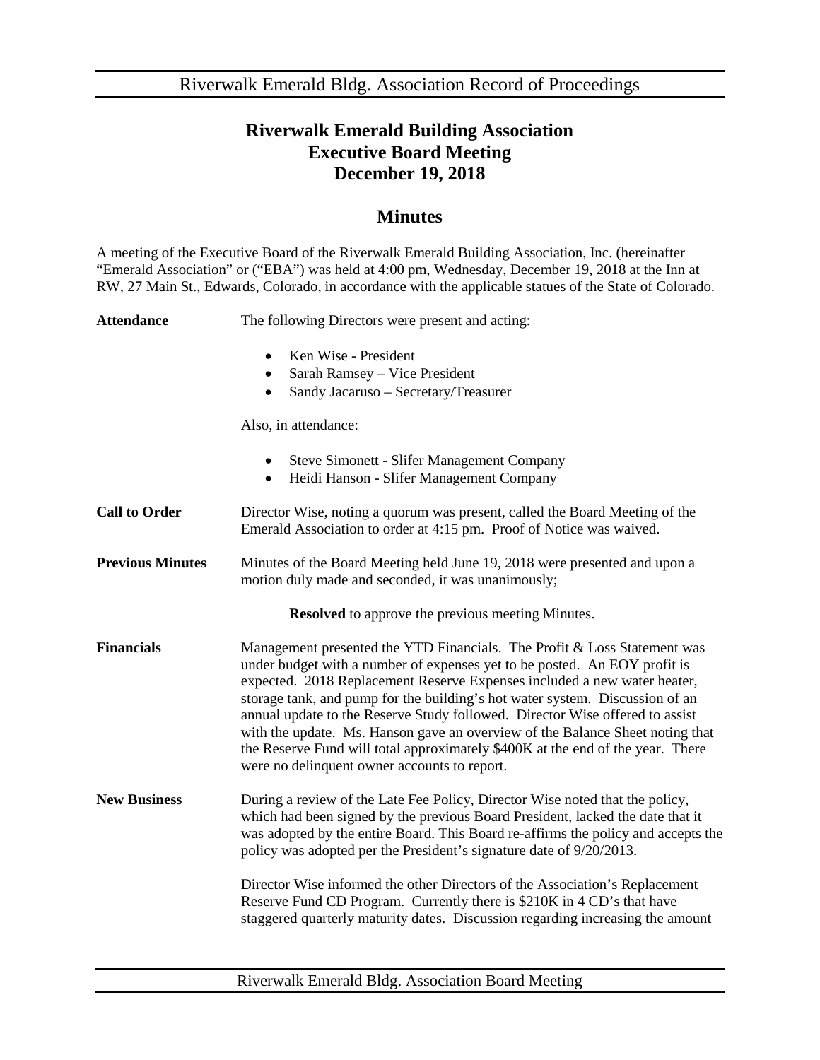# Riverwalk Emerald Building Association
# Executive Board Meeting
# December 19, 2018

## Minutes

A meeting of the Executive Board of the Riverwalk Emerald Building Association, Inc. (hereinafter "Emerald Association" or ("EBA") was held at 4:00 pm, Wednesday, December 19, 2018 at the Inn at RW, 27 Main St., Edwards, Colorado, in accordance with the applicable statues of the State of Colorado.

**Attendance**

The following Directors were present and acting:

- Ken Wise - President
- Sarah Ramsey – Vice President
- Sandy Jacaruso – Secretary/Treasurer

Also, in attendance:

- Steve Simonett - Slifer Management Company
- Heidi Hanson - Slifer Management Company

**Call to Order**

Director Wise, noting a quorum was present, called the Board Meeting of the Emerald Association to order at 4:15 pm. Proof of Notice was waived.

**Previous Minutes**

Minutes of the Board Meeting held June 19, 2018 were presented and upon a motion duly made and seconded, it was unanimously;

**Resolved** to approve the previous meeting Minutes.

**Financials**

Management presented the YTD Financials. The Profit & Loss Statement was under budget with a number of expenses yet to be posted. An EOY profit is expected. 2018 Replacement Reserve Expenses included a new water heater, storage tank, and pump for the building's hot water system. Discussion of an annual update to the Reserve Study followed. Director Wise offered to assist with the update. Ms. Hanson gave an overview of the Balance Sheet noting that the Reserve Fund will total approximately $400K at the end of the year. There were no delinquent owner accounts to report.

**New Business**

During a review of the Late Fee Policy, Director Wise noted that the policy, which had been signed by the previous Board President, lacked the date that it was adopted by the entire Board. This Board re-affirms the policy and accepts the policy was adopted per the President's signature date of 9/20/2013.

Director Wise informed the other Directors of the Association's Replacement Reserve Fund CD Program. Currently there is $210K in 4 CD's that have staggered quarterly maturity dates. Discussion regarding increasing the amount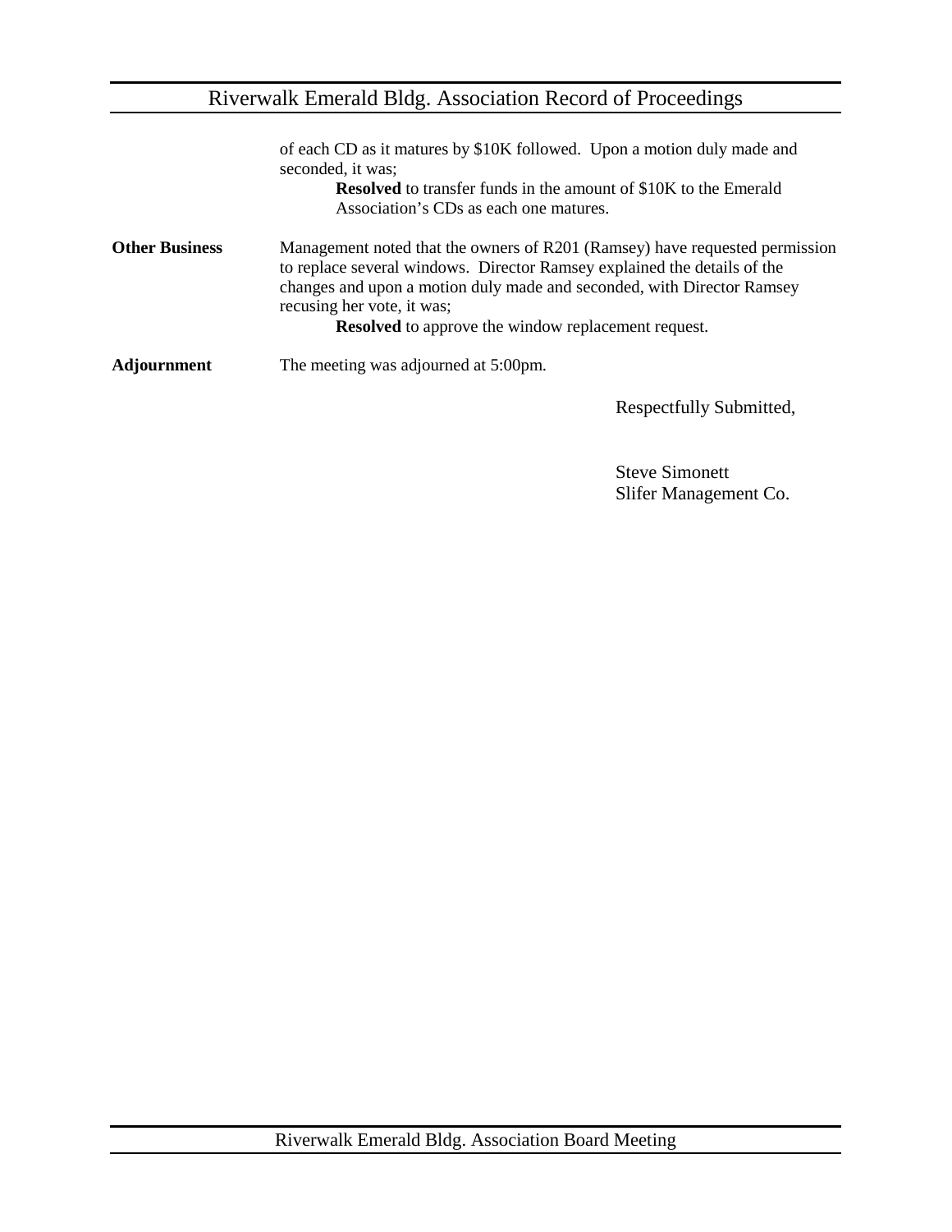of each CD as it matures by $10K followed. Upon a motion duly made and seconded, it was;

> **Resolved** to transfer funds in the amount of $10K to the Emerald Association's CDs as each one matures.

**Other Business** Management noted that the owners of R201 (Ramsey) have requested permission to replace several windows. Director Ramsey explained the details of the changes and upon a motion duly made and seconded, with Director Ramsey recusing her vote, it was;

> **Resolved** to approve the window replacement request.

**Adjournment** The meeting was adjourned at 5:00pm.

Respectfully Submitted,

Steve Simonett
Slifer Management Co.